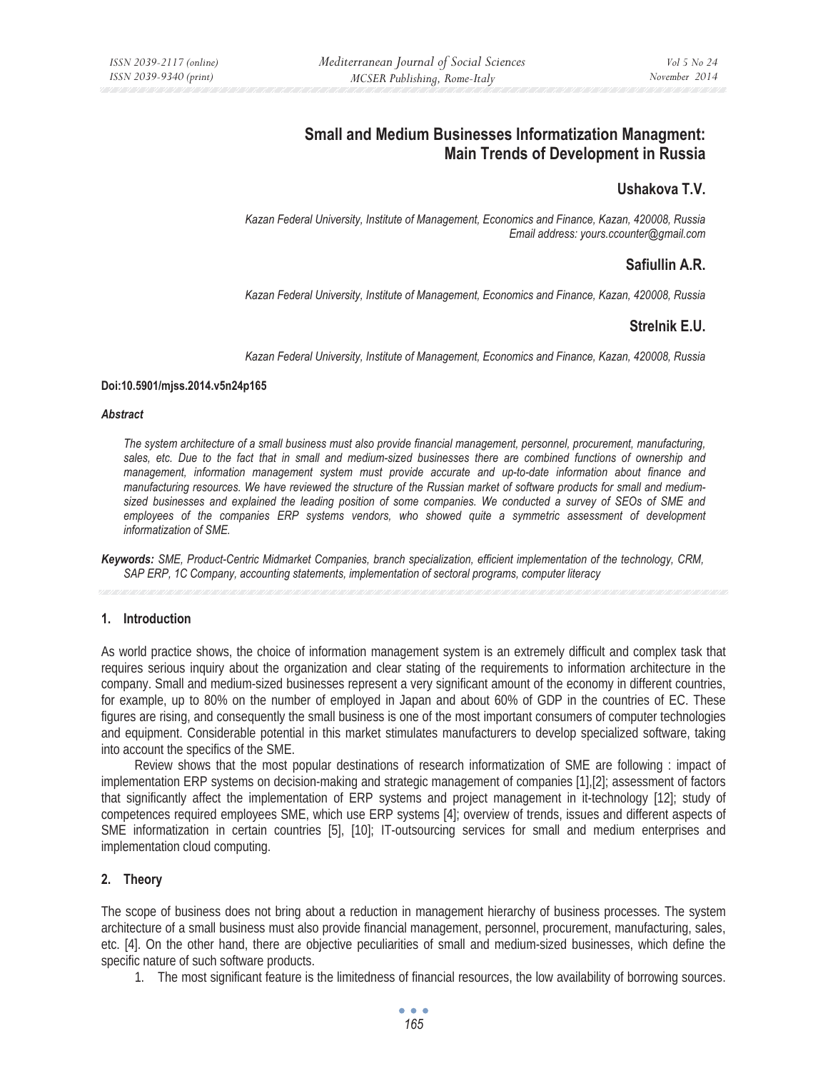# Small and Medium Businesses Informatization Managment: Main Trends of Development in Russia

## Ushakova T.V.

*Kazan Federal University, Institute of Management, Economics and Finance, Kazan, 420008, Russia*
*Email address: yours.ccounter@gmail.com*

## Safiullin A.R.

*Kazan Federal University, Institute of Management, Economics and Finance, Kazan, 420008, Russia*

## Strelnik E.U.

*Kazan Federal University, Institute of Management, Economics and Finance, Kazan, 420008, Russia*

**Doi:10.5901/mjss.2014.v5n24p165**

***Abstract***

*The system architecture of a small business must also provide financial management, personnel, procurement, manufacturing, sales, etc. Due to the fact that in small and medium-sized businesses there are combined functions of ownership and management, information management system must provide accurate and up-to-date information about finance and manufacturing resources. We have reviewed the structure of the Russian market of software products for small and medium-sized businesses and explained the leading position of some companies. We conducted a survey of SEOs of SME and employees of the companies ERP systems vendors, who showed quite a symmetric assessment of development informatization of SME.*

***Keywords:*** *SME, Product-Centric Midmarket Companies, branch specialization, efficient implementation of the technology, CRM, SAP ERP, 1C Company, accounting statements, implementation of sectoral programs, computer literacy*

## 1. Introduction

As world practice shows, the choice of information management system is an extremely difficult and complex task that requires serious inquiry about the organization and clear stating of the requirements to information architecture in the company. Small and medium-sized businesses represent a very significant amount of the economy in different countries, for example, up to 80% on the number of employed in Japan and about 60% of GDP in the countries of EC. These figures are rising, and consequently the small business is one of the most important consumers of computer technologies and equipment. Considerable potential in this market stimulates manufacturers to develop specialized software, taking into account the specifics of the SME.

Review shows that the most popular destinations of research informatization of SME are following : impact of implementation ERP systems on decision-making and strategic management of companies [1],[2]; assessment of factors that significantly affect the implementation of ERP systems and project management in it-technology [12]; study of competences required employees SME, which use ERP systems [4]; overview of trends, issues and different aspects of SME informatization in certain countries [5], [10]; IT-outsourcing services for small and medium enterprises and implementation cloud computing.

## 2. Theory

The scope of business does not bring about a reduction in management hierarchy of business processes. The system architecture of a small business must also provide financial management, personnel, procurement, manufacturing, sales, etc. [4]. On the other hand, there are objective peculiarities of small and medium-sized businesses, which define the specific nature of such software products.

1. The most significant feature is the limitedness of financial resources, the low availability of borrowing sources.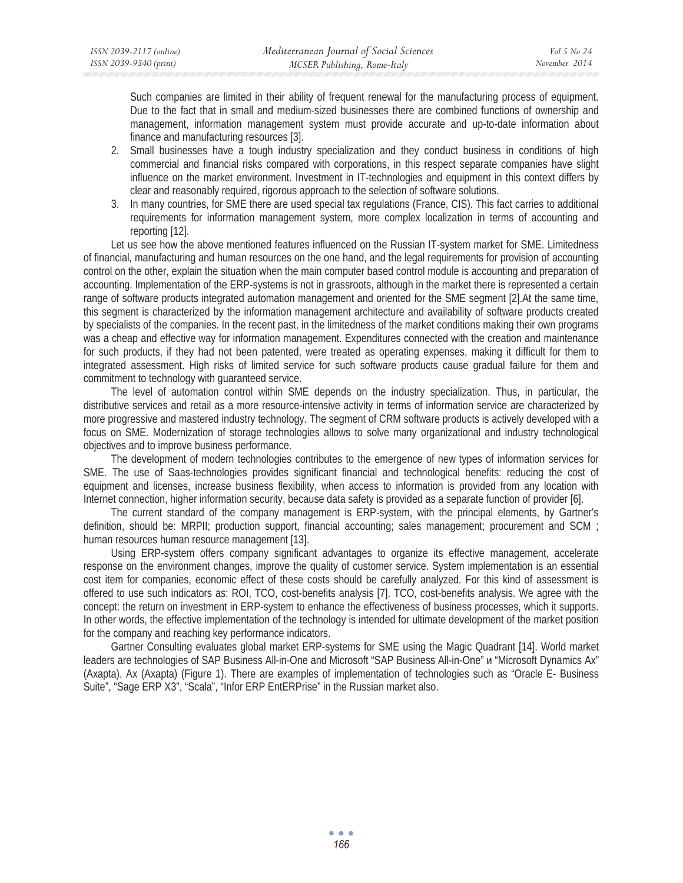Such companies are limited in their ability of frequent renewal for the manufacturing process of equipment. Due to the fact that in small and medium-sized businesses there are combined functions of ownership and management, information management system must provide accurate and up-to-date information about finance and manufacturing resources [3].

2. Small businesses have a tough industry specialization and they conduct business in conditions of high commercial and financial risks compared with corporations, in this respect separate companies have slight influence on the market environment. Investment in IT-technologies and equipment in this context differs by clear and reasonably required, rigorous approach to the selection of software solutions.
3. In many countries, for SME there are used special tax regulations (France, CIS). This fact carries to additional requirements for information management system, more complex localization in terms of accounting and reporting [12].

Let us see how the above mentioned features influenced on the Russian IT-system market for SME. Limitedness of financial, manufacturing and human resources on the one hand, and the legal requirements for provision of accounting control on the other, explain the situation when the main computer based control module is accounting and preparation of accounting. Implementation of the ERP-systems is not in grassroots, although in the market there is represented a certain range of software products integrated automation management and oriented for the SME segment [2].At the same time, this segment is characterized by the information management architecture and availability of software products created by specialists of the companies. In the recent past, in the limitedness of the market conditions making their own programs was a cheap and effective way for information management. Expenditures connected with the creation and maintenance for such products, if they had not been patented, were treated as operating expenses, making it difficult for them to integrated assessment. High risks of limited service for such software products cause gradual failure for them and commitment to technology with guaranteed service.

The level of automation control within SME depends on the industry specialization. Thus, in particular, the distributive services and retail as a more resource-intensive activity in terms of information service are characterized by more progressive and mastered industry technology. The segment of CRM software products is actively developed with a focus on SME. Modernization of storage technologies allows to solve many organizational and industry technological objectives and to improve business performance.

The development of modern technologies contributes to the emergence of new types of information services for SME. The use of Saas-technologies provides significant financial and technological benefits: reducing the cost of equipment and licenses, increase business flexibility, when access to information is provided from any location with Internet connection, higher information security, because data safety is provided as a separate function of provider [6].

The current standard of the company management is ERP-system, with the principal elements, by Gartner's definition, should be: MRPII; production support, financial accounting; sales management; procurement and SCM ; human resources human resource management [13].

Using ERP-system offers company significant advantages to organize its effective management, accelerate response on the environment changes, improve the quality of customer service. System implementation is an essential cost item for companies, economic effect of these costs should be carefully analyzed. For this kind of assessment is offered to use such indicators as: ROI, TCO, cost-benefits analysis [7]. TCO, cost-benefits analysis. We agree with the concept: the return on investment in ERP-system to enhance the effectiveness of business processes, which it supports. In other words, the effective implementation of the technology is intended for ultimate development of the market position for the company and reaching key performance indicators.

Gartner Consulting evaluates global market ERP-systems for SME using the Magic Quadrant [14]. World market leaders are technologies of SAP Business All-in-One and Microsoft "SAP Business All-in-One" и "Microsoft Dynamics Ax" (Axapta). Ax (Axapta) (Figure 1). There are examples of implementation of technologies such as "Oracle E- Business Suite", "Sage ERP X3", "Scala", "Infor ERP EntERPrise" in the Russian market also.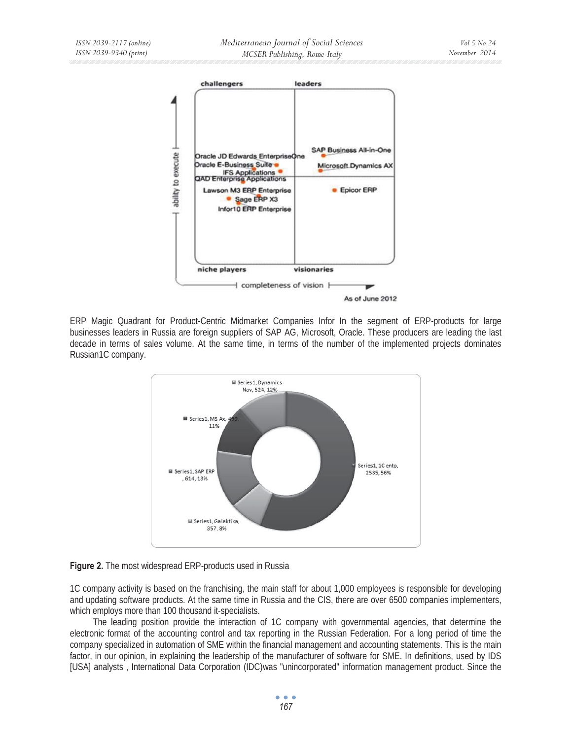ERP Magic Quadrant for Product-Centric Midmarket Companies Infor In the segment of ERP-products for large businesses leaders in Russia are foreign suppliers of SAP AG, Microsoft, Oracle. These producers are leading the last decade in terms of sales volume. At the same time, in terms of the number of the implemented projects dominates Russian1C company.

**Figure 2.** The most widespread ERP-products used in Russia

1C company activity is based on the franchising, the main staff for about 1,000 employees is responsible for developing and updating software products. At the same time in Russia and the CIS, there are over 6500 companies implementers, which employs more than 100 thousand it-specialists.

The leading position provide the interaction of 1C company with governmental agencies, that determine the electronic format of the accounting control and tax reporting in the Russian Federation. For a long period of time the company specialized in automation of SME within the financial management and accounting statements. This is the main factor, in our opinion, in explaining the leadership of the manufacturer of software for SME. In definitions, used by IDS [USA] analysts , International Data Corporation (IDC)was "unincorporated" information management product. Since the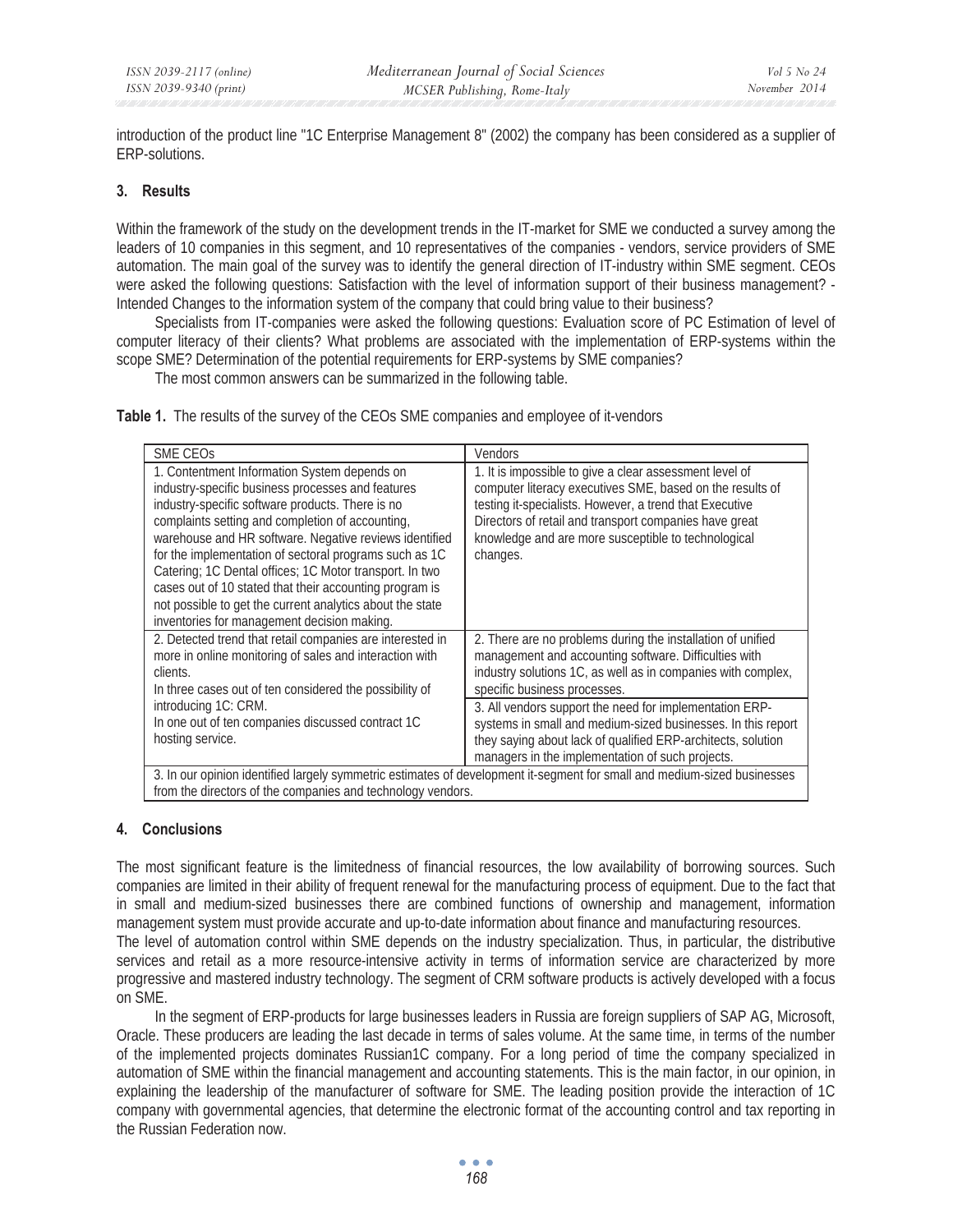introduction of the product line "1C Enterprise Management 8" (2002) the company has been considered as a supplier of ERP-solutions.

## 3. Results

Within the framework of the study on the development trends in the IT-market for SME we conducted a survey among the leaders of 10 companies in this segment, and 10 representatives of the companies - vendors, service providers of SME automation. The main goal of the survey was to identify the general direction of IT-industry within SME segment. CEOs were asked the following questions: Satisfaction with the level of information support of their business management? - Intended Changes to the information system of the company that could bring value to their business?

Specialists from IT-companies were asked the following questions: Evaluation score of PC Estimation of level of computer literacy of their clients? What problems are associated with the implementation of ERP-systems within the scope SME? Determination of the potential requirements for ERP-systems by SME companies?

The most common answers can be summarized in the following table.

**Table 1.** The results of the survey of the CEOs SME companies and employee of it-vendors

| SME CEOs | Vendors |
|---|---|
| 1. Contentment Information System depends on industry-specific business processes and features industry-specific software products. There is no complaints setting and completion of accounting, warehouse and HR software. Negative reviews identified for the implementation of sectoral programs such as 1C Catering; 1C Dental offices; 1C Motor transport. In two cases out of 10 stated that their accounting program is not possible to get the current analytics about the state inventories for management decision making. | 1. It is impossible to give a clear assessment level of computer literacy executives SME, based on the results of testing it-specialists. However, a trend that Executive Directors of retail and transport companies have great knowledge and are more susceptible to technological changes. |
| 2. Detected trend that retail companies are interested in more in online monitoring of sales and interaction with clients. In three cases out of ten considered the possibility of introducing 1C: CRM. In one out of ten companies discussed contract 1C hosting service. | 2. There are no problems during the installation of unified management and accounting software. Difficulties with industry solutions 1C, as well as in companies with complex, specific business processes. 3. All vendors support the need for implementation ERP-systems in small and medium-sized businesses. In this report they saying about lack of qualified ERP-architects, solution managers in the implementation of such projects. |
| 3. In our opinion identified largely symmetric estimates of development it-segment for small and medium-sized businesses from the directors of the companies and technology vendors. | |

## 4. Conclusions

The most significant feature is the limitedness of financial resources, the low availability of borrowing sources. Such companies are limited in their ability of frequent renewal for the manufacturing process of equipment. Due to the fact that in small and medium-sized businesses there are combined functions of ownership and management, information management system must provide accurate and up-to-date information about finance and manufacturing resources.

The level of automation control within SME depends on the industry specialization. Thus, in particular, the distributive services and retail as a more resource-intensive activity in terms of information service are characterized by more progressive and mastered industry technology. The segment of CRM software products is actively developed with a focus on SME.

In the segment of ERP-products for large businesses leaders in Russia are foreign suppliers of SAP AG, Microsoft, Oracle. These producers are leading the last decade in terms of sales volume. At the same time, in terms of the number of the implemented projects dominates Russian1C company. For a long period of time the company specialized in automation of SME within the financial management and accounting statements. This is the main factor, in our opinion, in explaining the leadership of the manufacturer of software for SME. The leading position provide the interaction of 1C company with governmental agencies, that determine the electronic format of the accounting control and tax reporting in the Russian Federation now.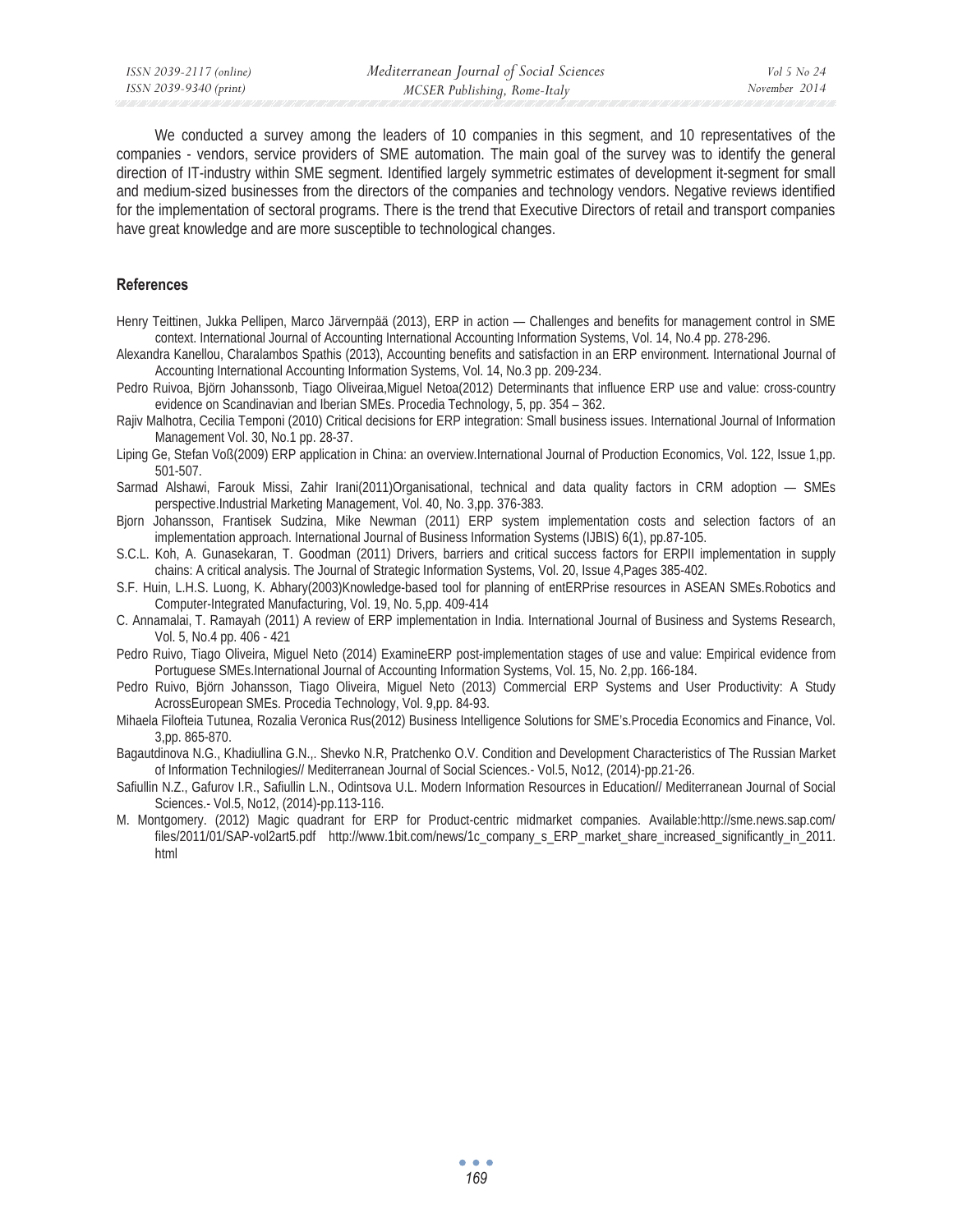We conducted a survey among the leaders of 10 companies in this segment, and 10 representatives of the companies - vendors, service providers of SME automation. The main goal of the survey was to identify the general direction of IT-industry within SME segment. Identified largely symmetric estimates of development it-segment for small and medium-sized businesses from the directors of the companies and technology vendors. Negative reviews identified for the implementation of sectoral programs. There is the trend that Executive Directors of retail and transport companies have great knowledge and are more susceptible to technological changes.

## References

Henry Teittinen, Jukka Pellipen, Marco Järvernpää (2013), ERP in action — Challenges and benefits for management control in SME context. International Journal of Accounting International Accounting Information Systems, Vol. 14, No.4 pp. 278-296.

Alexandra Kanellou, Charalambos Spathis (2013), Accounting benefits and satisfaction in an ERP environment. International Journal of Accounting International Accounting Information Systems, Vol. 14, No.3 pp. 209-234.

Pedro Ruivoa, Björn Johanssonb, Tiago Oliveiraa,Miguel Netoa(2012) Determinants that influence ERP use and value: cross-country evidence on Scandinavian and Iberian SMEs. Procedia Technology, 5, pp. 354 – 362.

Rajiv Malhotra, Cecilia Temponi (2010) Critical decisions for ERP integration: Small business issues. International Journal of Information Management Vol. 30, No.1 pp. 28-37.

Liping Ge, Stefan Voß(2009) ERP application in China: an overview.International Journal of Production Economics, Vol. 122, Issue 1,pp. 501-507.

Sarmad Alshawi, Farouk Missi, Zahir Irani(2011)Organisational, technical and data quality factors in CRM adoption — SMEs perspective.Industrial Marketing Management, Vol. 40, No. 3,pp. 376-383.

Bjorn Johansson, Frantisek Sudzina, Mike Newman (2011) ERP system implementation costs and selection factors of an implementation approach. International Journal of Business Information Systems (IJBIS) 6(1), pp.87-105.

S.C.L. Koh, A. Gunasekaran, T. Goodman (2011) Drivers, barriers and critical success factors for ERPII implementation in supply chains: A critical analysis. The Journal of Strategic Information Systems, Vol. 20, Issue 4,Pages 385-402.

S.F. Huin, L.H.S. Luong, K. Abhary(2003)Knowledge-based tool for planning of entERPrise resources in ASEAN SMEs.Robotics and Computer-Integrated Manufacturing, Vol. 19, No. 5,pp. 409-414

C. Annamalai, T. Ramayah (2011) A review of ERP implementation in India. International Journal of Business and Systems Research, Vol. 5, No.4 pp. 406 - 421

Pedro Ruivo, Tiago Oliveira, Miguel Neto (2014) ExamineERP post-implementation stages of use and value: Empirical evidence from Portuguese SMEs.International Journal of Accounting Information Systems, Vol. 15, No. 2,pp. 166-184.

Pedro Ruivo, Björn Johansson, Tiago Oliveira, Miguel Neto (2013) Commercial ERP Systems and User Productivity: A Study AcrossEuropean SMEs. Procedia Technology, Vol. 9,pp. 84-93.

Mihaela Filofteia Tutunea, Rozalia Veronica Rus(2012) Business Intelligence Solutions for SME's.Procedia Economics and Finance, Vol. 3,pp. 865-870.

Bagautdinova N.G., Khadiullina G.N.,. Shevko N.R, Pratchenko O.V. Condition and Development Characteristics of The Russian Market of Information Technilogies// Mediterranean Journal of Social Sciences.- Vol.5, No12, (2014)-pp.21-26.

Safiullin N.Z., Gafurov I.R., Safiullin L.N., Odintsova U.L. Modern Information Resources in Education// Mediterranean Journal of Social Sciences.- Vol.5, No12, (2014)-pp.113-116.

M. Montgomery. (2012) Magic quadrant for ERP for Product-centric midmarket companies. Available:http://sme.news.sap.com/files/2011/01/SAP-vol2art5.pdf http://www.1bit.com/news/1c_company_s_ERP_market_share_increased_significantly_in_2011.html